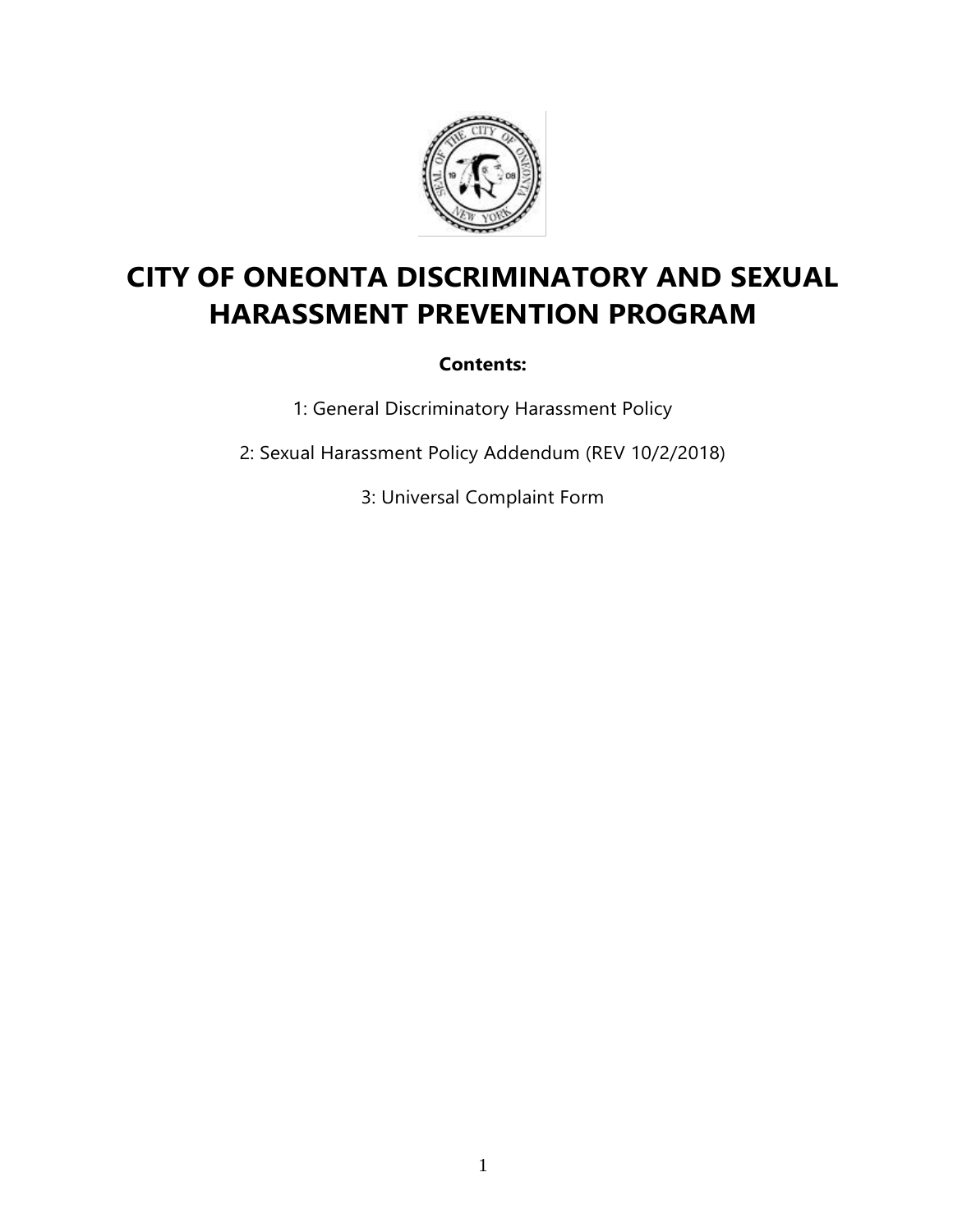# CITY OF ONEONTA DISCRIMINATORY AND SEXUAL HARASSMENT PREVENTION PROGRAM

**Contents:**

1: General Discriminatory Harassment Policy

2: Sexual Harassment Policy Addendum (REV 10/2/2018)

3: Universal Complaint Form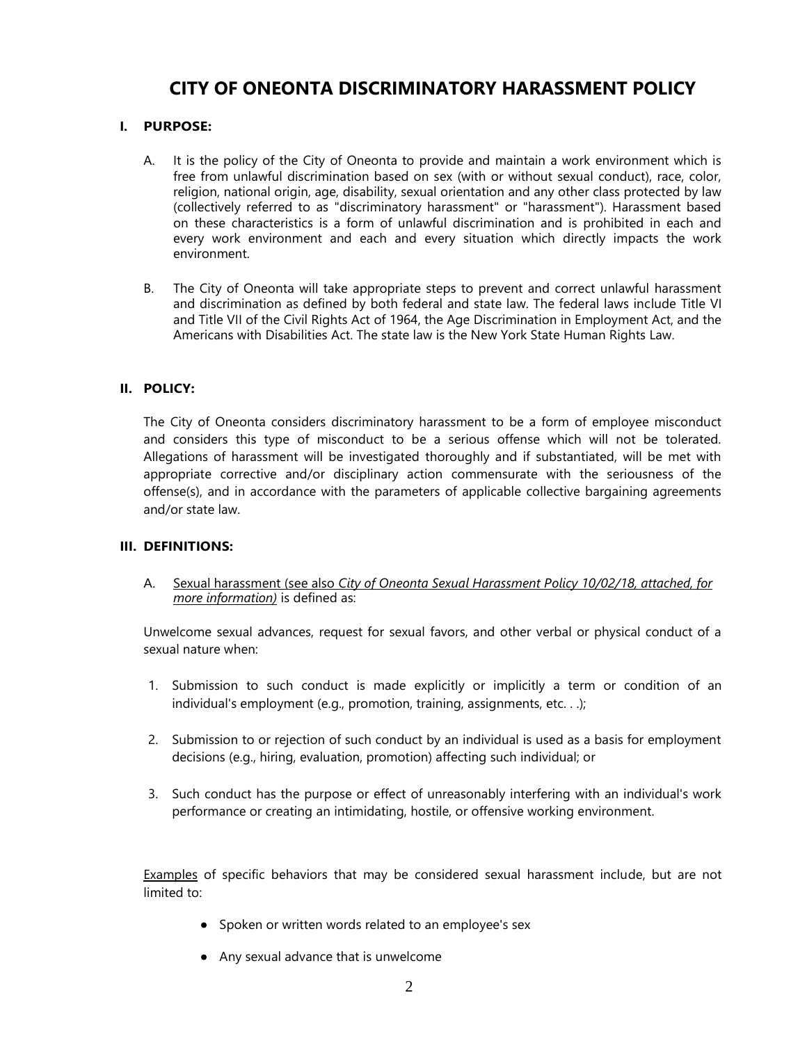# CITY OF ONEONTA DISCRIMINATORY HARASSMENT POLICY

## I. PURPOSE:

A. It is the policy of the City of Oneonta to provide and maintain a work environment which is free from unlawful discrimination based on sex (with or without sexual conduct), race, color, religion, national origin, age, disability, sexual orientation and any other class protected by law (collectively referred to as "discriminatory harassment" or "harassment"). Harassment based on these characteristics is a form of unlawful discrimination and is prohibited in each and every work environment and each and every situation which directly impacts the work environment.

B. The City of Oneonta will take appropriate steps to prevent and correct unlawful harassment and discrimination as defined by both federal and state law. The federal laws include Title VI and Title VII of the Civil Rights Act of 1964, the Age Discrimination in Employment Act, and the Americans with Disabilities Act. The state law is the New York State Human Rights Law.

## II. POLICY:

The City of Oneonta considers discriminatory harassment to be a form of employee misconduct and considers this type of misconduct to be a serious offense which will not be tolerated. Allegations of harassment will be investigated thoroughly and if substantiated, will be met with appropriate corrective and/or disciplinary action commensurate with the seriousness of the offense(s), and in accordance with the parameters of applicable collective bargaining agreements and/or state law.

## III. DEFINITIONS:

A. Sexual harassment (see also *City of Oneonta Sexual Harassment Policy 10/02/18, attached, for more information)* is defined as:

Unwelcome sexual advances, request for sexual favors, and other verbal or physical conduct of a sexual nature when:

1. Submission to such conduct is made explicitly or implicitly a term or condition of an individual's employment (e.g., promotion, training, assignments, etc. . .);

2. Submission to or rejection of such conduct by an individual is used as a basis for employment decisions (e.g., hiring, evaluation, promotion) affecting such individual; or

3. Such conduct has the purpose or effect of unreasonably interfering with an individual's work performance or creating an intimidating, hostile, or offensive working environment.

Examples of specific behaviors that may be considered sexual harassment include, but are not limited to:

- Spoken or written words related to an employee's sex
- Any sexual advance that is unwelcome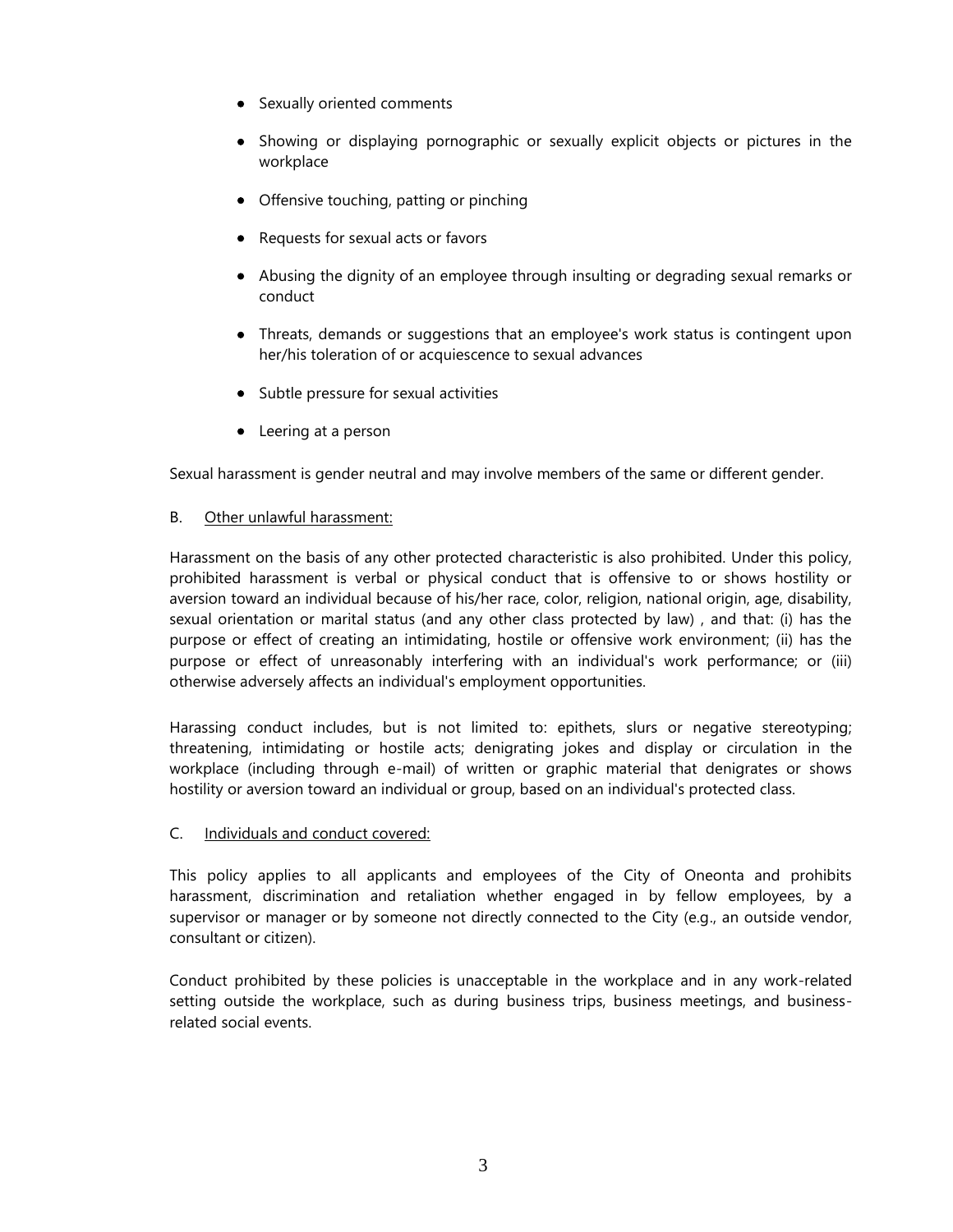- Sexually oriented comments
- Showing or displaying pornographic or sexually explicit objects or pictures in the workplace
- Offensive touching, patting or pinching
- Requests for sexual acts or favors
- Abusing the dignity of an employee through insulting or degrading sexual remarks or conduct
- Threats, demands or suggestions that an employee's work status is contingent upon her/his toleration of or acquiescence to sexual advances
- Subtle pressure for sexual activities
- Leering at a person

Sexual harassment is gender neutral and may involve members of the same or different gender.

B. Other unlawful harassment:

Harassment on the basis of any other protected characteristic is also prohibited. Under this policy, prohibited harassment is verbal or physical conduct that is offensive to or shows hostility or aversion toward an individual because of his/her race, color, religion, national origin, age, disability, sexual orientation or marital status (and any other class protected by law) , and that: (i) has the purpose or effect of creating an intimidating, hostile or offensive work environment; (ii) has the purpose or effect of unreasonably interfering with an individual's work performance; or (iii) otherwise adversely affects an individual's employment opportunities.

Harassing conduct includes, but is not limited to: epithets, slurs or negative stereotyping; threatening, intimidating or hostile acts; denigrating jokes and display or circulation in the workplace (including through e-mail) of written or graphic material that denigrates or shows hostility or aversion toward an individual or group, based on an individual's protected class.

C. Individuals and conduct covered:

This policy applies to all applicants and employees of the City of Oneonta and prohibits harassment, discrimination and retaliation whether engaged in by fellow employees, by a supervisor or manager or by someone not directly connected to the City (e.g., an outside vendor, consultant or citizen).

Conduct prohibited by these policies is unacceptable in the workplace and in any work-related setting outside the workplace, such as during business trips, business meetings, and business-related social events.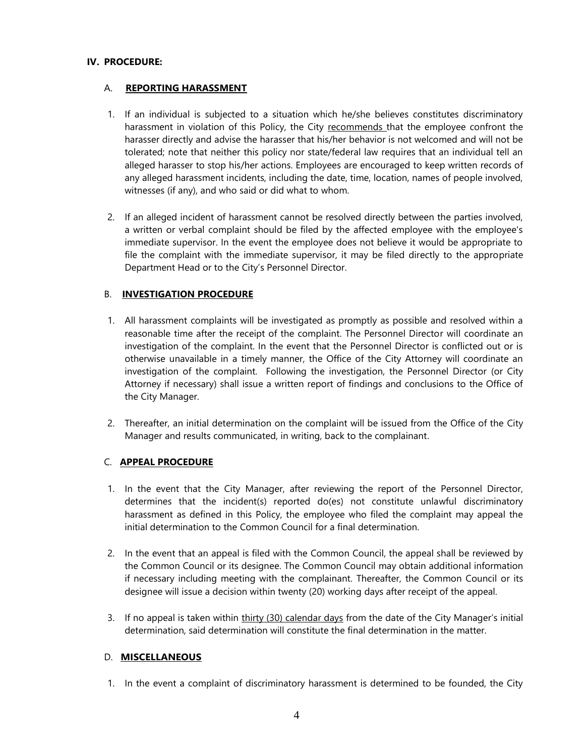## IV. PROCEDURE:

### A. REPORTING HARASSMENT

1. If an individual is subjected to a situation which he/she believes constitutes discriminatory harassment in violation of this Policy, the City recommends that the employee confront the harasser directly and advise the harasser that his/her behavior is not welcomed and will not be tolerated; note that neither this policy nor state/federal law requires that an individual tell an alleged harasser to stop his/her actions. Employees are encouraged to keep written records of any alleged harassment incidents, including the date, time, location, names of people involved, witnesses (if any), and who said or did what to whom.

2. If an alleged incident of harassment cannot be resolved directly between the parties involved, a written or verbal complaint should be filed by the affected employee with the employee's immediate supervisor. In the event the employee does not believe it would be appropriate to file the complaint with the immediate supervisor, it may be filed directly to the appropriate Department Head or to the City's Personnel Director.

### B. INVESTIGATION PROCEDURE

1. All harassment complaints will be investigated as promptly as possible and resolved within a reasonable time after the receipt of the complaint. The Personnel Director will coordinate an investigation of the complaint. In the event that the Personnel Director is conflicted out or is otherwise unavailable in a timely manner, the Office of the City Attorney will coordinate an investigation of the complaint. Following the investigation, the Personnel Director (or City Attorney if necessary) shall issue a written report of findings and conclusions to the Office of the City Manager.

2. Thereafter, an initial determination on the complaint will be issued from the Office of the City Manager and results communicated, in writing, back to the complainant.

### C. APPEAL PROCEDURE

1. In the event that the City Manager, after reviewing the report of the Personnel Director, determines that the incident(s) reported do(es) not constitute unlawful discriminatory harassment as defined in this Policy, the employee who filed the complaint may appeal the initial determination to the Common Council for a final determination.

2. In the event that an appeal is filed with the Common Council, the appeal shall be reviewed by the Common Council or its designee. The Common Council may obtain additional information if necessary including meeting with the complainant. Thereafter, the Common Council or its designee will issue a decision within twenty (20) working days after receipt of the appeal.

3. If no appeal is taken within thirty (30) calendar days from the date of the City Manager's initial determination, said determination will constitute the final determination in the matter.

### D. MISCELLANEOUS

1. In the event a complaint of discriminatory harassment is determined to be founded, the City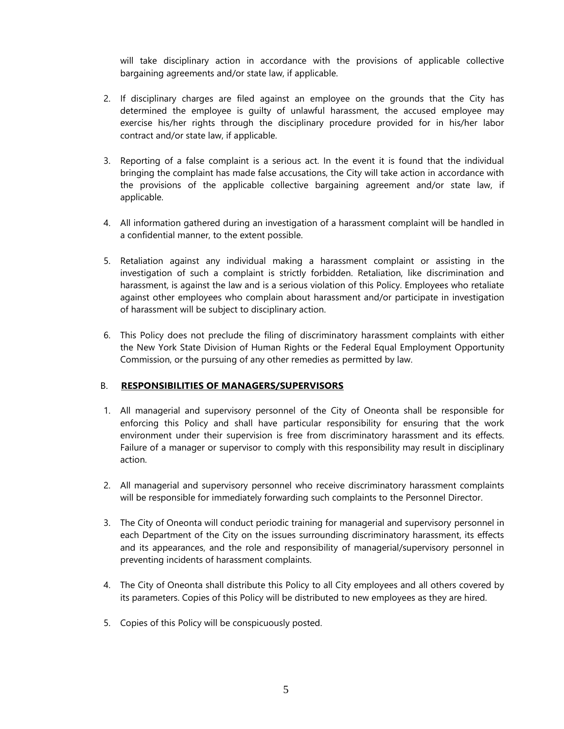will take disciplinary action in accordance with the provisions of applicable collective bargaining agreements and/or state law, if applicable.

2. If disciplinary charges are filed against an employee on the grounds that the City has determined the employee is guilty of unlawful harassment, the accused employee may exercise his/her rights through the disciplinary procedure provided for in his/her labor contract and/or state law, if applicable.

3. Reporting of a false complaint is a serious act. In the event it is found that the individual bringing the complaint has made false accusations, the City will take action in accordance with the provisions of the applicable collective bargaining agreement and/or state law, if applicable.

4. All information gathered during an investigation of a harassment complaint will be handled in a confidential manner, to the extent possible.

5. Retaliation against any individual making a harassment complaint or assisting in the investigation of such a complaint is strictly forbidden. Retaliation, like discrimination and harassment, is against the law and is a serious violation of this Policy. Employees who retaliate against other employees who complain about harassment and/or participate in investigation of harassment will be subject to disciplinary action.

6. This Policy does not preclude the filing of discriminatory harassment complaints with either the New York State Division of Human Rights or the Federal Equal Employment Opportunity Commission, or the pursuing of any other remedies as permitted by law.

### B. **RESPONSIBILITIES OF MANAGERS/SUPERVISORS**

1. All managerial and supervisory personnel of the City of Oneonta shall be responsible for enforcing this Policy and shall have particular responsibility for ensuring that the work environment under their supervision is free from discriminatory harassment and its effects. Failure of a manager or supervisor to comply with this responsibility may result in disciplinary action.

2. All managerial and supervisory personnel who receive discriminatory harassment complaints will be responsible for immediately forwarding such complaints to the Personnel Director.

3. The City of Oneonta will conduct periodic training for managerial and supervisory personnel in each Department of the City on the issues surrounding discriminatory harassment, its effects and its appearances, and the role and responsibility of managerial/supervisory personnel in preventing incidents of harassment complaints.

4. The City of Oneonta shall distribute this Policy to all City employees and all others covered by its parameters. Copies of this Policy will be distributed to new employees as they are hired.

5. Copies of this Policy will be conspicuously posted.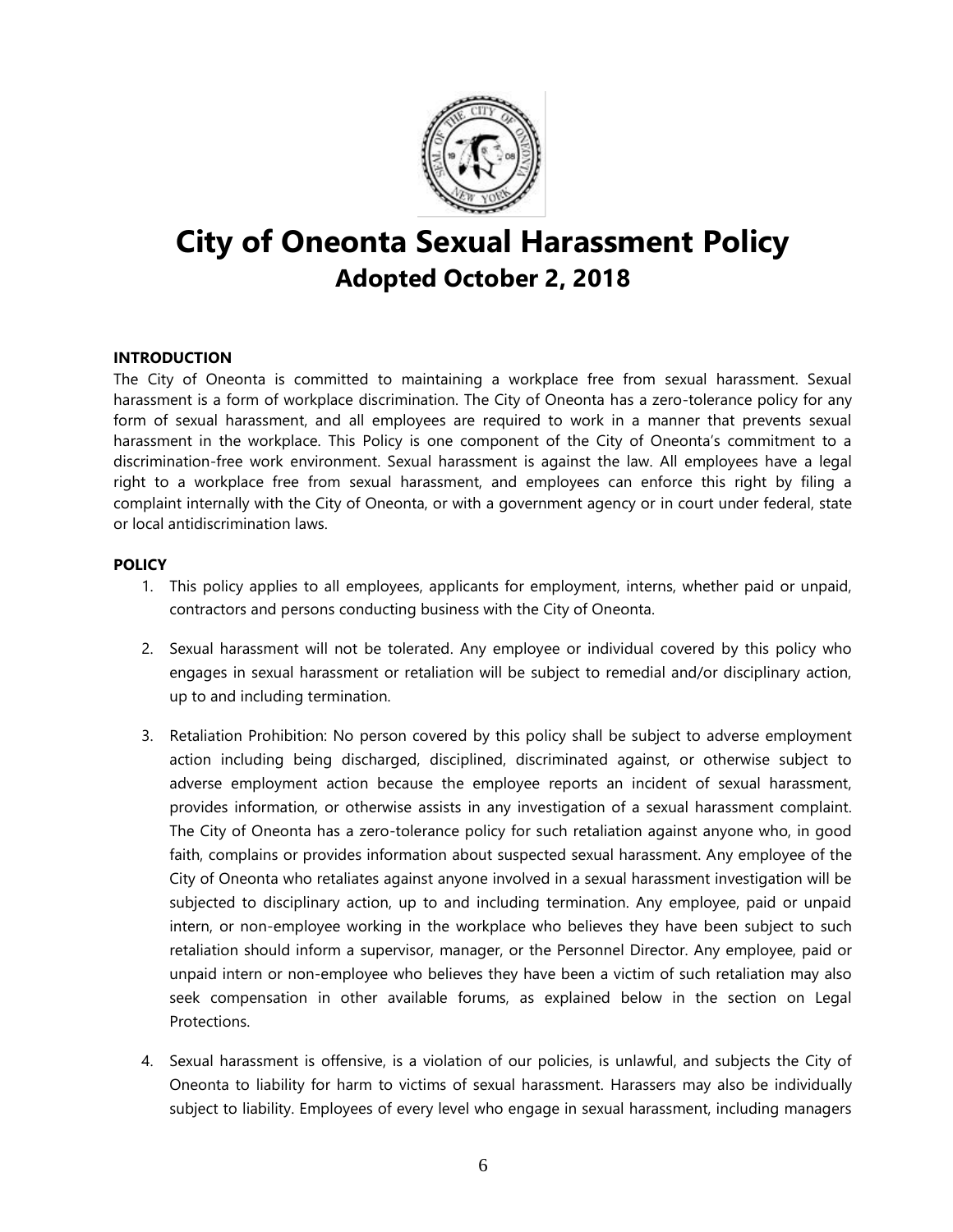# City of Oneonta Sexual Harassment Policy

## Adopted October 2, 2018

**INTRODUCTION**

The City of Oneonta is committed to maintaining a workplace free from sexual harassment. Sexual harassment is a form of workplace discrimination. The City of Oneonta has a zero-tolerance policy for any form of sexual harassment, and all employees are required to work in a manner that prevents sexual harassment in the workplace. This Policy is one component of the City of Oneonta's commitment to a discrimination-free work environment. Sexual harassment is against the law. All employees have a legal right to a workplace free from sexual harassment, and employees can enforce this right by filing a complaint internally with the City of Oneonta, or with a government agency or in court under federal, state or local antidiscrimination laws.

**POLICY**

1. This policy applies to all employees, applicants for employment, interns, whether paid or unpaid, contractors and persons conducting business with the City of Oneonta.

2. Sexual harassment will not be tolerated. Any employee or individual covered by this policy who engages in sexual harassment or retaliation will be subject to remedial and/or disciplinary action, up to and including termination.

3. Retaliation Prohibition: No person covered by this policy shall be subject to adverse employment action including being discharged, disciplined, discriminated against, or otherwise subject to adverse employment action because the employee reports an incident of sexual harassment, provides information, or otherwise assists in any investigation of a sexual harassment complaint. The City of Oneonta has a zero-tolerance policy for such retaliation against anyone who, in good faith, complains or provides information about suspected sexual harassment. Any employee of the City of Oneonta who retaliates against anyone involved in a sexual harassment investigation will be subjected to disciplinary action, up to and including termination. Any employee, paid or unpaid intern, or non-employee working in the workplace who believes they have been subject to such retaliation should inform a supervisor, manager, or the Personnel Director. Any employee, paid or unpaid intern or non-employee who believes they have been a victim of such retaliation may also seek compensation in other available forums, as explained below in the section on Legal Protections.

4. Sexual harassment is offensive, is a violation of our policies, is unlawful, and subjects the City of Oneonta to liability for harm to victims of sexual harassment. Harassers may also be individually subject to liability. Employees of every level who engage in sexual harassment, including managers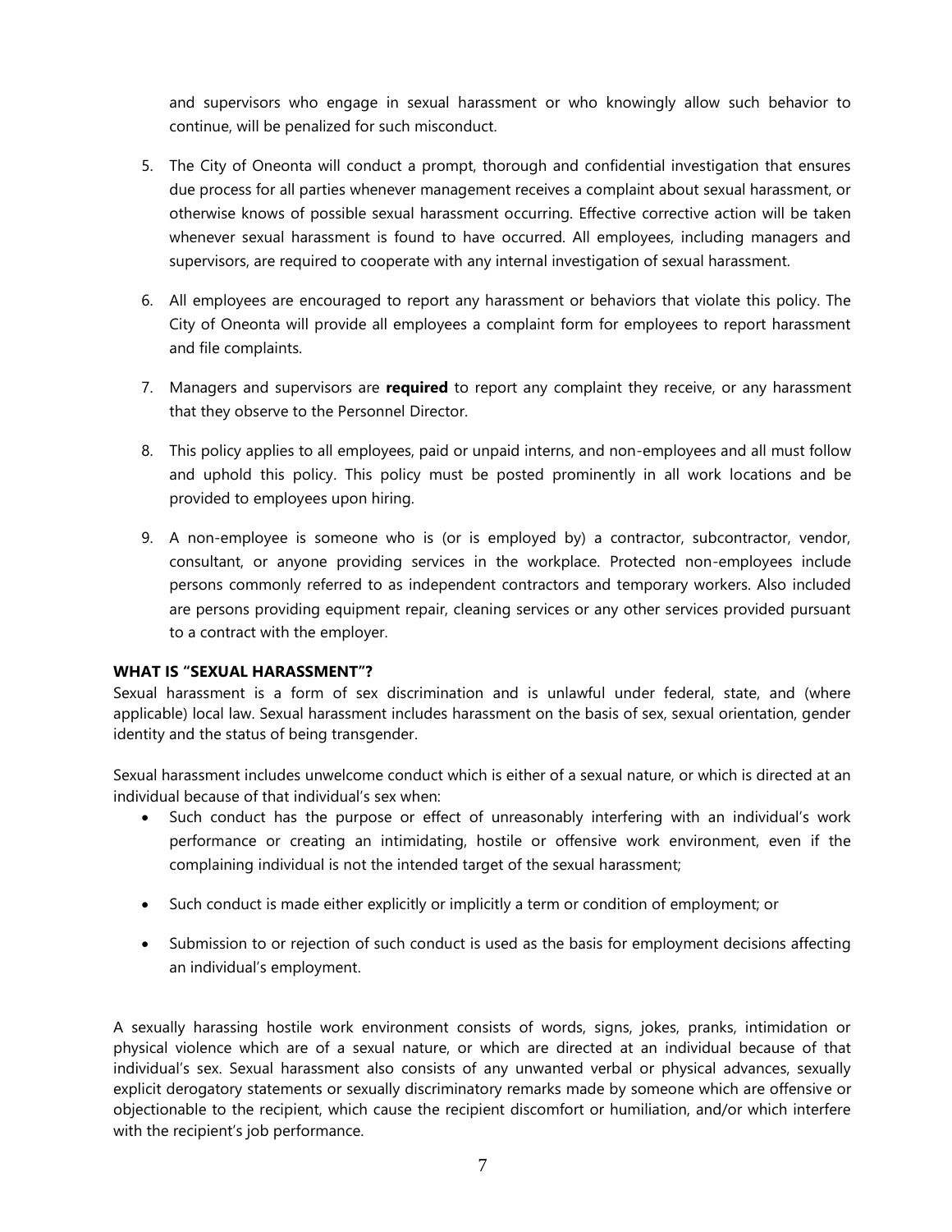and supervisors who engage in sexual harassment or who knowingly allow such behavior to continue, will be penalized for such misconduct.

5. The City of Oneonta will conduct a prompt, thorough and confidential investigation that ensures due process for all parties whenever management receives a complaint about sexual harassment, or otherwise knows of possible sexual harassment occurring. Effective corrective action will be taken whenever sexual harassment is found to have occurred. All employees, including managers and supervisors, are required to cooperate with any internal investigation of sexual harassment.

6. All employees are encouraged to report any harassment or behaviors that violate this policy. The City of Oneonta will provide all employees a complaint form for employees to report harassment and file complaints.

7. Managers and supervisors are **required** to report any complaint they receive, or any harassment that they observe to the Personnel Director.

8. This policy applies to all employees, paid or unpaid interns, and non-employees and all must follow and uphold this policy. This policy must be posted prominently in all work locations and be provided to employees upon hiring.

9. A non-employee is someone who is (or is employed by) a contractor, subcontractor, vendor, consultant, or anyone providing services in the workplace. Protected non-employees include persons commonly referred to as independent contractors and temporary workers. Also included are persons providing equipment repair, cleaning services or any other services provided pursuant to a contract with the employer.

**WHAT IS "SEXUAL HARASSMENT"?**

Sexual harassment is a form of sex discrimination and is unlawful under federal, state, and (where applicable) local law. Sexual harassment includes harassment on the basis of sex, sexual orientation, gender identity and the status of being transgender.

Sexual harassment includes unwelcome conduct which is either of a sexual nature, or which is directed at an individual because of that individual's sex when:

- Such conduct has the purpose or effect of unreasonably interfering with an individual's work performance or creating an intimidating, hostile or offensive work environment, even if the complaining individual is not the intended target of the sexual harassment;
- Such conduct is made either explicitly or implicitly a term or condition of employment; or
- Submission to or rejection of such conduct is used as the basis for employment decisions affecting an individual's employment.

A sexually harassing hostile work environment consists of words, signs, jokes, pranks, intimidation or physical violence which are of a sexual nature, or which are directed at an individual because of that individual's sex. Sexual harassment also consists of any unwanted verbal or physical advances, sexually explicit derogatory statements or sexually discriminatory remarks made by someone which are offensive or objectionable to the recipient, which cause the recipient discomfort or humiliation, and/or which interfere with the recipient's job performance.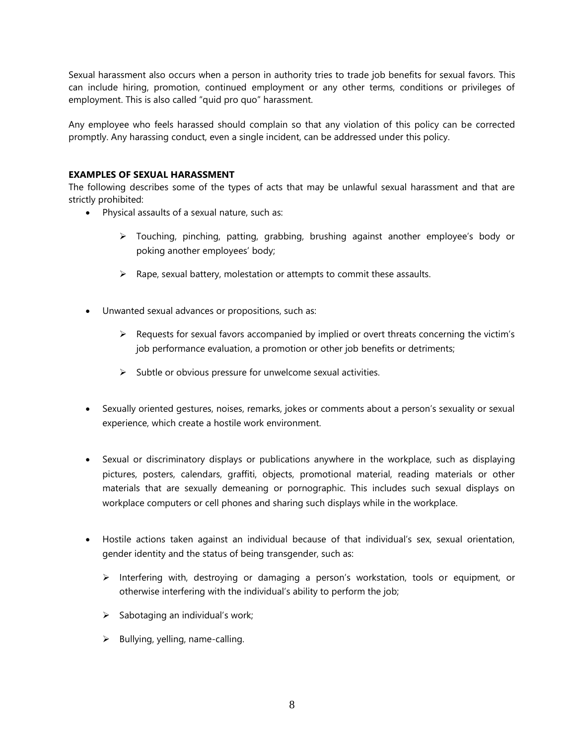Sexual harassment also occurs when a person in authority tries to trade job benefits for sexual favors. This can include hiring, promotion, continued employment or any other terms, conditions or privileges of employment. This is also called "quid pro quo" harassment.

Any employee who feels harassed should complain so that any violation of this policy can be corrected promptly. Any harassing conduct, even a single incident, can be addressed under this policy.

**EXAMPLES OF SEXUAL HARASSMENT**

The following describes some of the types of acts that may be unlawful sexual harassment and that are strictly prohibited:

- Physical assaults of a sexual nature, such as:
  - Touching, pinching, patting, grabbing, brushing against another employee's body or poking another employees' body;
  - Rape, sexual battery, molestation or attempts to commit these assaults.
- Unwanted sexual advances or propositions, such as:
  - Requests for sexual favors accompanied by implied or overt threats concerning the victim's job performance evaluation, a promotion or other job benefits or detriments;
  - Subtle or obvious pressure for unwelcome sexual activities.
- Sexually oriented gestures, noises, remarks, jokes or comments about a person's sexuality or sexual experience, which create a hostile work environment.
- Sexual or discriminatory displays or publications anywhere in the workplace, such as displaying pictures, posters, calendars, graffiti, objects, promotional material, reading materials or other materials that are sexually demeaning or pornographic. This includes such sexual displays on workplace computers or cell phones and sharing such displays while in the workplace.
- Hostile actions taken against an individual because of that individual's sex, sexual orientation, gender identity and the status of being transgender, such as:
  - Interfering with, destroying or damaging a person's workstation, tools or equipment, or otherwise interfering with the individual's ability to perform the job;
  - Sabotaging an individual's work;
  - Bullying, yelling, name-calling.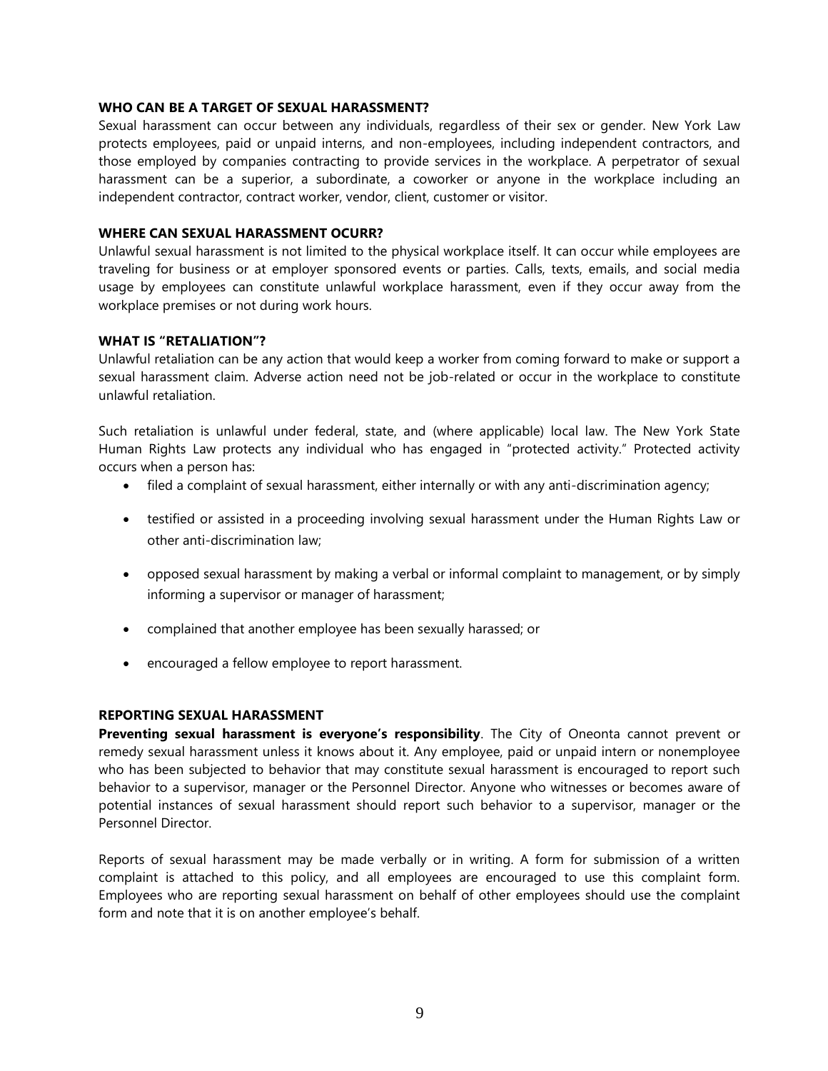### WHO CAN BE A TARGET OF SEXUAL HARASSMENT?

Sexual harassment can occur between any individuals, regardless of their sex or gender. New York Law protects employees, paid or unpaid interns, and non-employees, including independent contractors, and those employed by companies contracting to provide services in the workplace. A perpetrator of sexual harassment can be a superior, a subordinate, a coworker or anyone in the workplace including an independent contractor, contract worker, vendor, client, customer or visitor.

### WHERE CAN SEXUAL HARASSMENT OCURR?

Unlawful sexual harassment is not limited to the physical workplace itself. It can occur while employees are traveling for business or at employer sponsored events or parties. Calls, texts, emails, and social media usage by employees can constitute unlawful workplace harassment, even if they occur away from the workplace premises or not during work hours.

### WHAT IS "RETALIATION"?

Unlawful retaliation can be any action that would keep a worker from coming forward to make or support a sexual harassment claim. Adverse action need not be job-related or occur in the workplace to constitute unlawful retaliation.

Such retaliation is unlawful under federal, state, and (where applicable) local law. The New York State Human Rights Law protects any individual who has engaged in "protected activity." Protected activity occurs when a person has:

- filed a complaint of sexual harassment, either internally or with any anti-discrimination agency;
- testified or assisted in a proceeding involving sexual harassment under the Human Rights Law or other anti-discrimination law;
- opposed sexual harassment by making a verbal or informal complaint to management, or by simply informing a supervisor or manager of harassment;
- complained that another employee has been sexually harassed; or
- encouraged a fellow employee to report harassment.

### REPORTING SEXUAL HARASSMENT

**Preventing sexual harassment is everyone's responsibility**. The City of Oneonta cannot prevent or remedy sexual harassment unless it knows about it. Any employee, paid or unpaid intern or nonemployee who has been subjected to behavior that may constitute sexual harassment is encouraged to report such behavior to a supervisor, manager or the Personnel Director. Anyone who witnesses or becomes aware of potential instances of sexual harassment should report such behavior to a supervisor, manager or the Personnel Director.

Reports of sexual harassment may be made verbally or in writing. A form for submission of a written complaint is attached to this policy, and all employees are encouraged to use this complaint form. Employees who are reporting sexual harassment on behalf of other employees should use the complaint form and note that it is on another employee's behalf.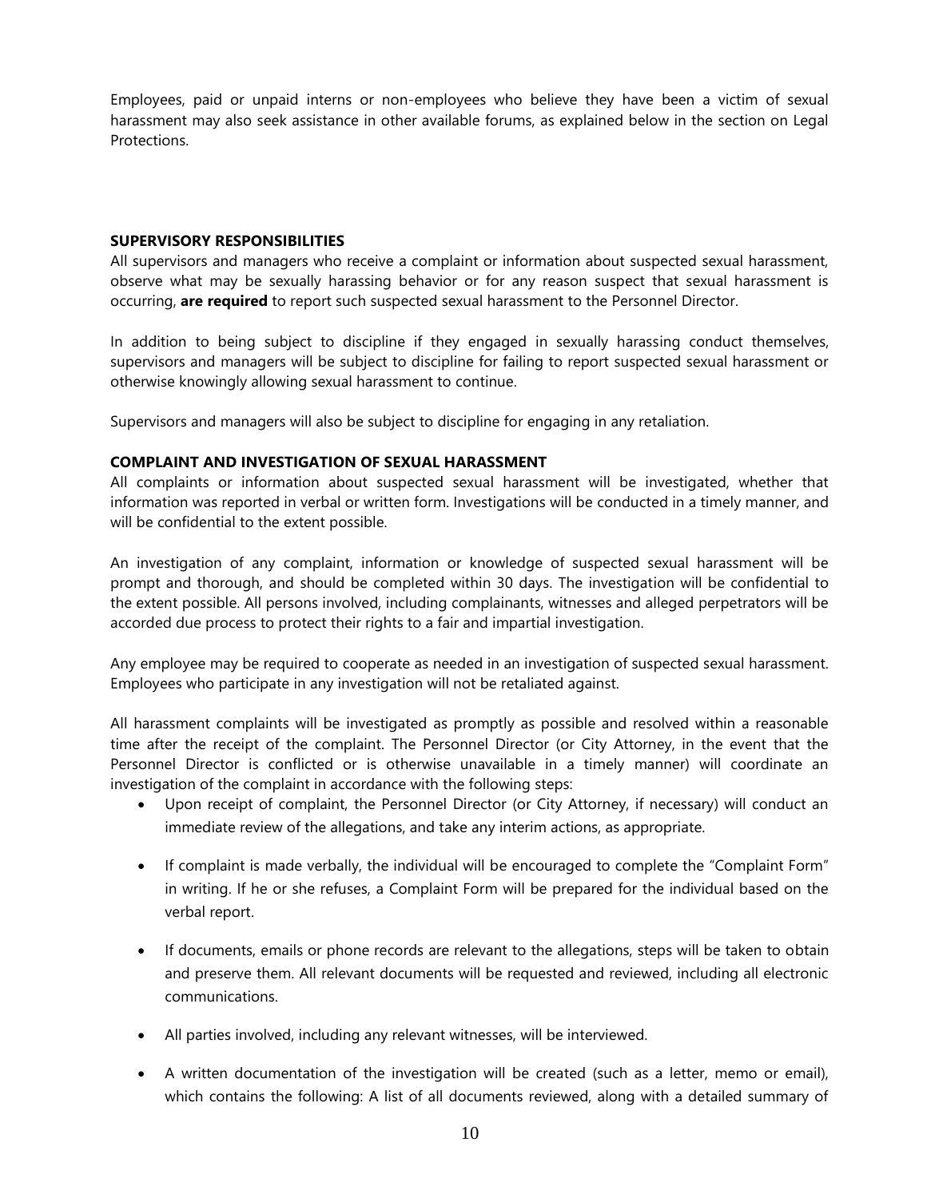Employees, paid or unpaid interns or non-employees who believe they have been a victim of sexual harassment may also seek assistance in other available forums, as explained below in the section on Legal Protections.

**SUPERVISORY RESPONSIBILITIES**

All supervisors and managers who receive a complaint or information about suspected sexual harassment, observe what may be sexually harassing behavior or for any reason suspect that sexual harassment is occurring, **are required** to report such suspected sexual harassment to the Personnel Director.

In addition to being subject to discipline if they engaged in sexually harassing conduct themselves, supervisors and managers will be subject to discipline for failing to report suspected sexual harassment or otherwise knowingly allowing sexual harassment to continue.

Supervisors and managers will also be subject to discipline for engaging in any retaliation.

**COMPLAINT AND INVESTIGATION OF SEXUAL HARASSMENT**

All complaints or information about suspected sexual harassment will be investigated, whether that information was reported in verbal or written form. Investigations will be conducted in a timely manner, and will be confidential to the extent possible.

An investigation of any complaint, information or knowledge of suspected sexual harassment will be prompt and thorough, and should be completed within 30 days. The investigation will be confidential to the extent possible. All persons involved, including complainants, witnesses and alleged perpetrators will be accorded due process to protect their rights to a fair and impartial investigation.

Any employee may be required to cooperate as needed in an investigation of suspected sexual harassment. Employees who participate in any investigation will not be retaliated against.

All harassment complaints will be investigated as promptly as possible and resolved within a reasonable time after the receipt of the complaint. The Personnel Director (or City Attorney, in the event that the Personnel Director is conflicted or is otherwise unavailable in a timely manner) will coordinate an investigation of the complaint in accordance with the following steps:

- Upon receipt of complaint, the Personnel Director (or City Attorney, if necessary) will conduct an immediate review of the allegations, and take any interim actions, as appropriate.
- If complaint is made verbally, the individual will be encouraged to complete the "Complaint Form" in writing. If he or she refuses, a Complaint Form will be prepared for the individual based on the verbal report.
- If documents, emails or phone records are relevant to the allegations, steps will be taken to obtain and preserve them. All relevant documents will be requested and reviewed, including all electronic communications.
- All parties involved, including any relevant witnesses, will be interviewed.
- A written documentation of the investigation will be created (such as a letter, memo or email), which contains the following: A list of all documents reviewed, along with a detailed summary of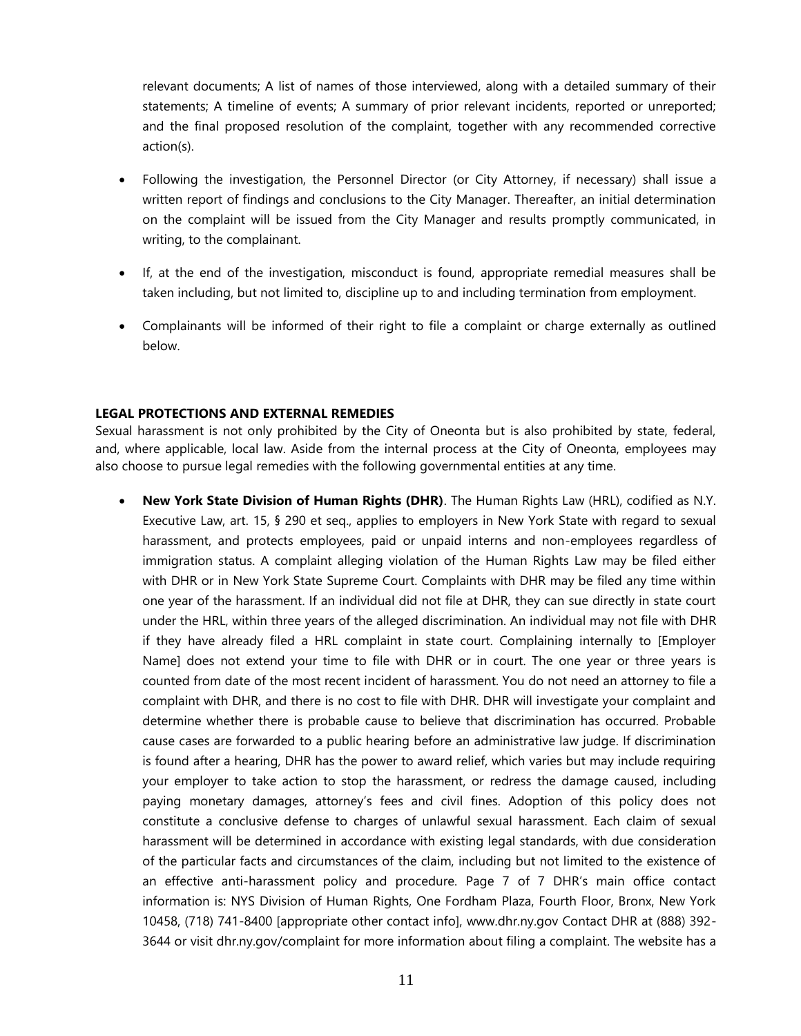relevant documents; A list of names of those interviewed, along with a detailed summary of their statements; A timeline of events; A summary of prior relevant incidents, reported or unreported; and the final proposed resolution of the complaint, together with any recommended corrective action(s).

- Following the investigation, the Personnel Director (or City Attorney, if necessary) shall issue a written report of findings and conclusions to the City Manager. Thereafter, an initial determination on the complaint will be issued from the City Manager and results promptly communicated, in writing, to the complainant.
- If, at the end of the investigation, misconduct is found, appropriate remedial measures shall be taken including, but not limited to, discipline up to and including termination from employment.
- Complainants will be informed of their right to file a complaint or charge externally as outlined below.

**LEGAL PROTECTIONS AND EXTERNAL REMEDIES**

Sexual harassment is not only prohibited by the City of Oneonta but is also prohibited by state, federal, and, where applicable, local law. Aside from the internal process at the City of Oneonta, employees may also choose to pursue legal remedies with the following governmental entities at any time.

- **New York State Division of Human Rights (DHR)**. The Human Rights Law (HRL), codified as N.Y. Executive Law, art. 15, § 290 et seq., applies to employers in New York State with regard to sexual harassment, and protects employees, paid or unpaid interns and non-employees regardless of immigration status. A complaint alleging violation of the Human Rights Law may be filed either with DHR or in New York State Supreme Court. Complaints with DHR may be filed any time within one year of the harassment. If an individual did not file at DHR, they can sue directly in state court under the HRL, within three years of the alleged discrimination. An individual may not file with DHR if they have already filed a HRL complaint in state court. Complaining internally to [Employer Name] does not extend your time to file with DHR or in court. The one year or three years is counted from date of the most recent incident of harassment. You do not need an attorney to file a complaint with DHR, and there is no cost to file with DHR. DHR will investigate your complaint and determine whether there is probable cause to believe that discrimination has occurred. Probable cause cases are forwarded to a public hearing before an administrative law judge. If discrimination is found after a hearing, DHR has the power to award relief, which varies but may include requiring your employer to take action to stop the harassment, or redress the damage caused, including paying monetary damages, attorney's fees and civil fines. Adoption of this policy does not constitute a conclusive defense to charges of unlawful sexual harassment. Each claim of sexual harassment will be determined in accordance with existing legal standards, with due consideration of the particular facts and circumstances of the claim, including but not limited to the existence of an effective anti-harassment policy and procedure. Page 7 of 7 DHR's main office contact information is: NYS Division of Human Rights, One Fordham Plaza, Fourth Floor, Bronx, New York 10458, (718) 741-8400 [appropriate other contact info], www.dhr.ny.gov Contact DHR at (888) 392-3644 or visit dhr.ny.gov/complaint for more information about filing a complaint. The website has a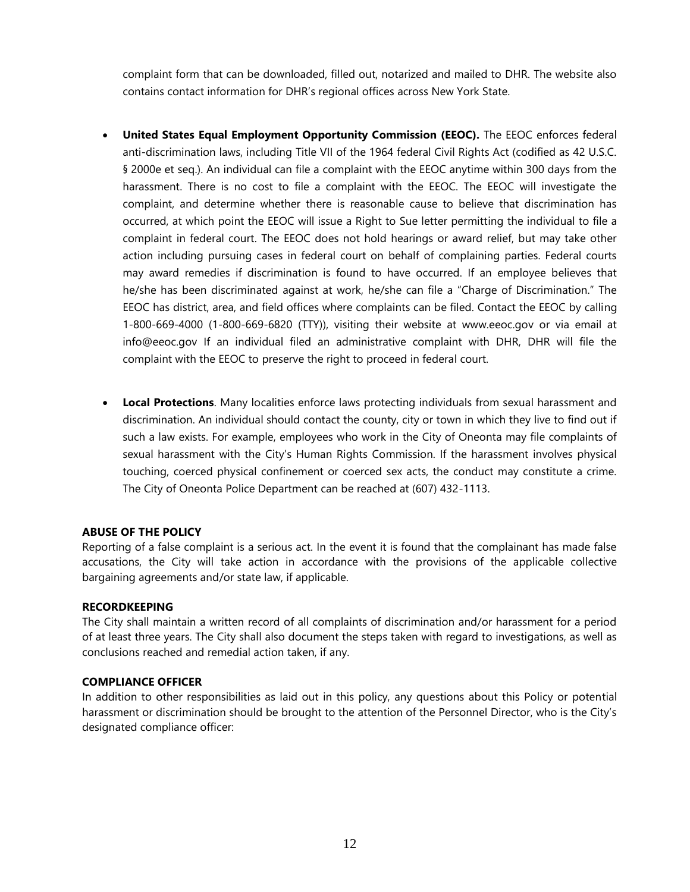complaint form that can be downloaded, filled out, notarized and mailed to DHR. The website also contains contact information for DHR's regional offices across New York State.

- **United States Equal Employment Opportunity Commission (EEOC).** The EEOC enforces federal anti-discrimination laws, including Title VII of the 1964 federal Civil Rights Act (codified as 42 U.S.C. § 2000e et seq.). An individual can file a complaint with the EEOC anytime within 300 days from the harassment. There is no cost to file a complaint with the EEOC. The EEOC will investigate the complaint, and determine whether there is reasonable cause to believe that discrimination has occurred, at which point the EEOC will issue a Right to Sue letter permitting the individual to file a complaint in federal court. The EEOC does not hold hearings or award relief, but may take other action including pursuing cases in federal court on behalf of complaining parties. Federal courts may award remedies if discrimination is found to have occurred. If an employee believes that he/she has been discriminated against at work, he/she can file a "Charge of Discrimination." The EEOC has district, area, and field offices where complaints can be filed. Contact the EEOC by calling 1-800-669-4000 (1-800-669-6820 (TTY)), visiting their website at www.eeoc.gov or via email at info@eeoc.gov If an individual filed an administrative complaint with DHR, DHR will file the complaint with the EEOC to preserve the right to proceed in federal court.

- **Local Protections**. Many localities enforce laws protecting individuals from sexual harassment and discrimination. An individual should contact the county, city or town in which they live to find out if such a law exists. For example, employees who work in the City of Oneonta may file complaints of sexual harassment with the City's Human Rights Commission. If the harassment involves physical touching, coerced physical confinement or coerced sex acts, the conduct may constitute a crime. The City of Oneonta Police Department can be reached at (607) 432-1113.

**ABUSE OF THE POLICY**

Reporting of a false complaint is a serious act. In the event it is found that the complainant has made false accusations, the City will take action in accordance with the provisions of the applicable collective bargaining agreements and/or state law, if applicable.

**RECORDKEEPING**

The City shall maintain a written record of all complaints of discrimination and/or harassment for a period of at least three years. The City shall also document the steps taken with regard to investigations, as well as conclusions reached and remedial action taken, if any.

**COMPLIANCE OFFICER**

In addition to other responsibilities as laid out in this policy, any questions about this Policy or potential harassment or discrimination should be brought to the attention of the Personnel Director, who is the City's designated compliance officer: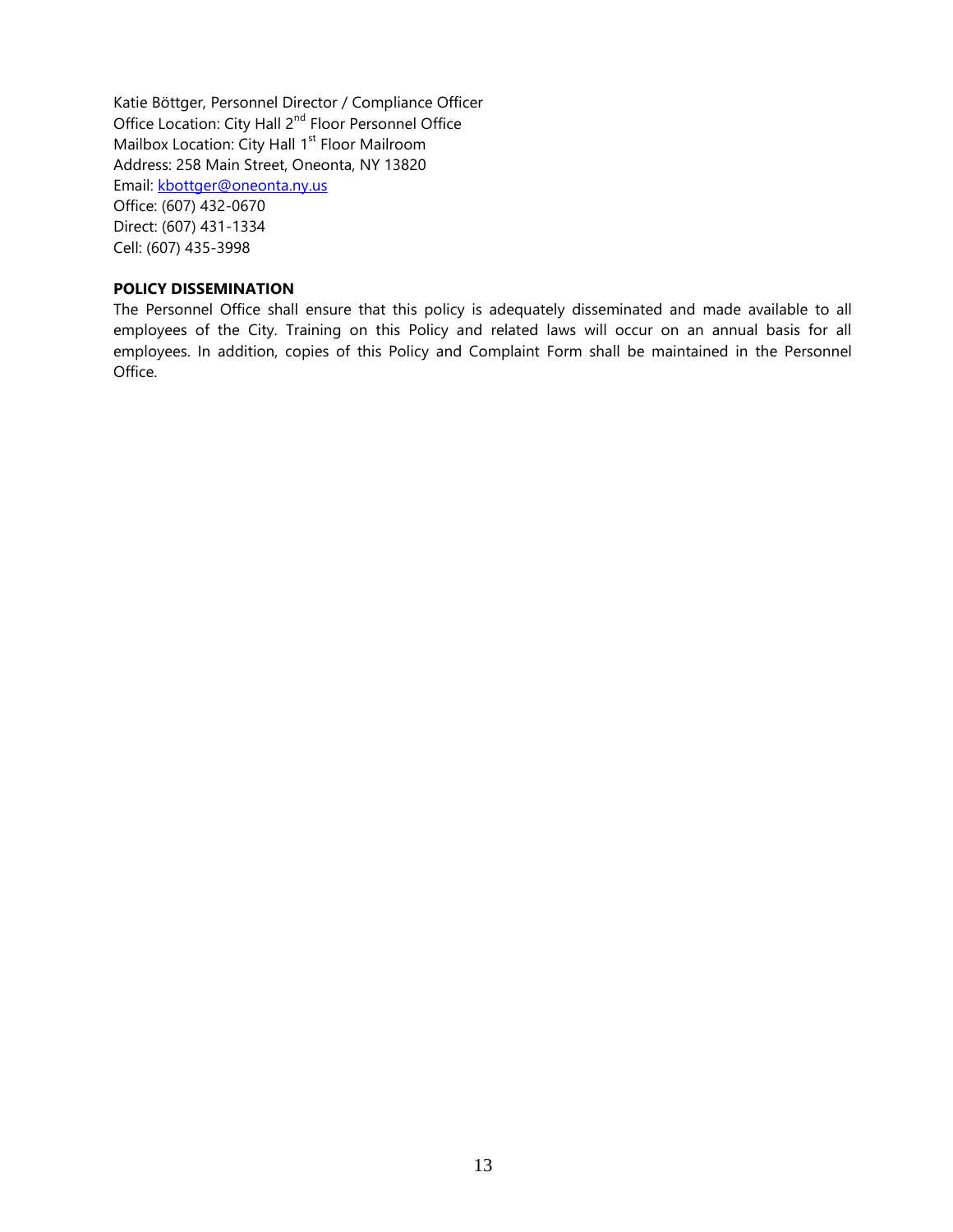Katie Böttger, Personnel Director / Compliance Officer
Office Location: City Hall 2nd Floor Personnel Office
Mailbox Location: City Hall 1st Floor Mailroom
Address: 258 Main Street, Oneonta, NY 13820
Email: kbottger@oneonta.ny.us
Office: (607) 432-0670
Direct: (607) 431-1334
Cell: (607) 435-3998

**POLICY DISSEMINATION**

The Personnel Office shall ensure that this policy is adequately disseminated and made available to all employees of the City. Training on this Policy and related laws will occur on an annual basis for all employees. In addition, copies of this Policy and Complaint Form shall be maintained in the Personnel Office.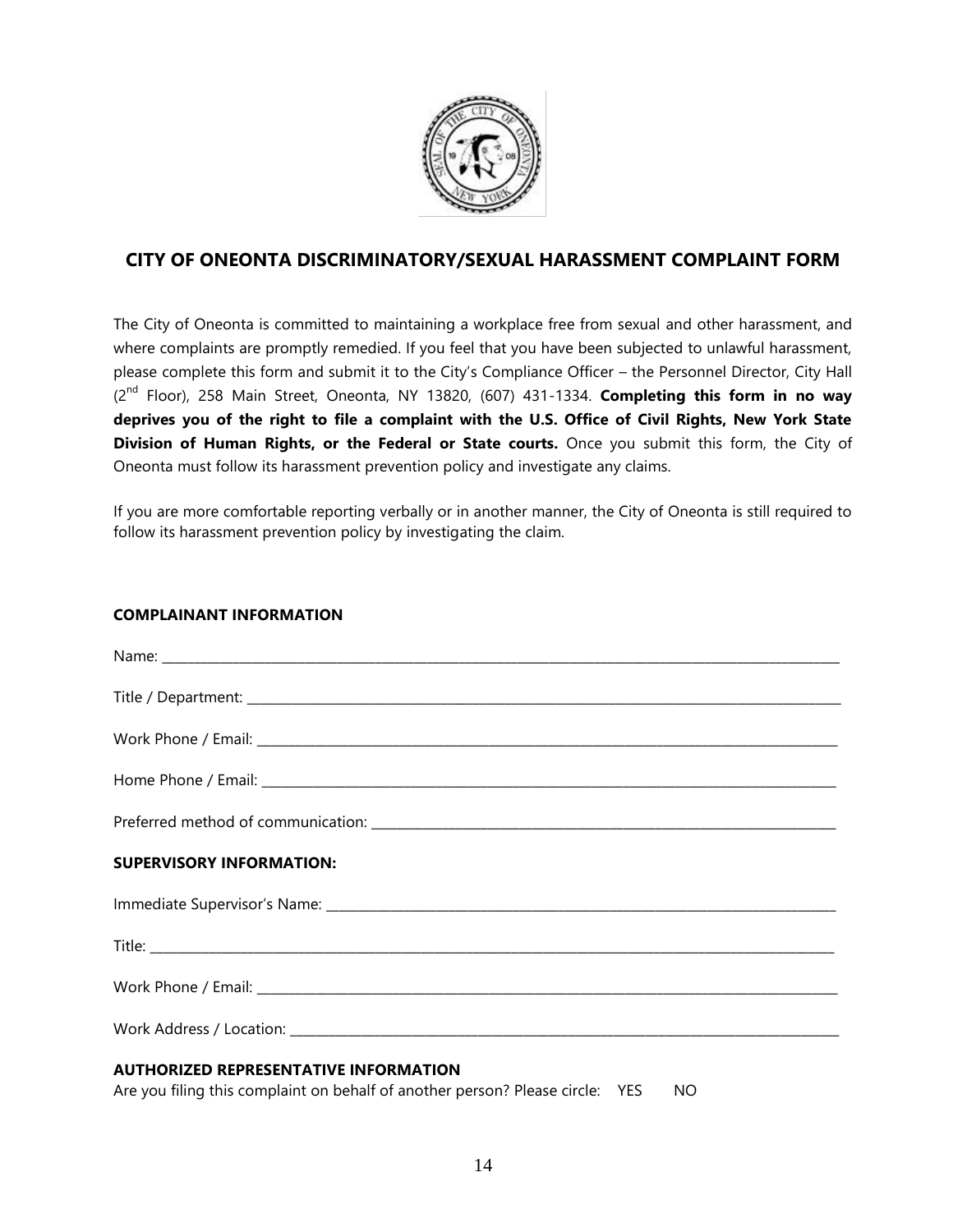## CITY OF ONEONTA DISCRIMINATORY/SEXUAL HARASSMENT COMPLAINT FORM

The City of Oneonta is committed to maintaining a workplace free from sexual and other harassment, and where complaints are promptly remedied. If you feel that you have been subjected to unlawful harassment, please complete this form and submit it to the City's Compliance Officer – the Personnel Director, City Hall (2nd Floor), 258 Main Street, Oneonta, NY 13820, (607) 431-1334. **Completing this form in no way deprives you of the right to file a complaint with the U.S. Office of Civil Rights, New York State Division of Human Rights, or the Federal or State courts.** Once you submit this form, the City of Oneonta must follow its harassment prevention policy and investigate any claims.

If you are more comfortable reporting verbally or in another manner, the City of Oneonta is still required to follow its harassment prevention policy by investigating the claim.

**COMPLAINANT INFORMATION**

Name: ______________________________________________

Title / Department: ______________________________________________

Work Phone / Email: ______________________________________________

Home Phone / Email: ______________________________________________

Preferred method of communication: ______________________________________________

**SUPERVISORY INFORMATION:**

Immediate Supervisor's Name: ______________________________________________

Title: ______________________________________________

Work Phone / Email: ______________________________________________

Work Address / Location: ______________________________________________

**AUTHORIZED REPRESENTATIVE INFORMATION**

Are you filing this complaint on behalf of another person? Please circle: YES NO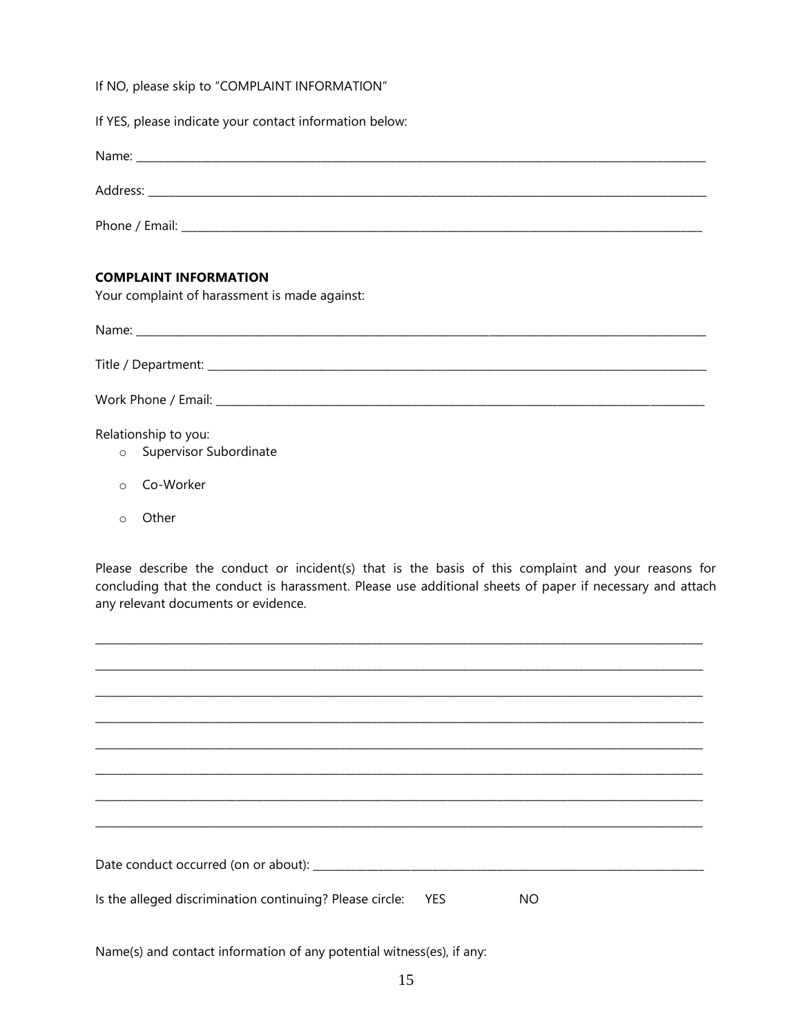If NO, please skip to "COMPLAINT INFORMATION"

If YES, please indicate your contact information below:

Name: ________________________________________________________________

Address: ______________________________________________________________

Phone / Email: _________________________________________________________

**COMPLAINT INFORMATION**

Your complaint of harassment is made against:

Name: ________________________________________________________________

Title / Department: _____________________________________________________

Work Phone / Email: ____________________________________________________

Relationship to you:

- Supervisor Subordinate
- Co-Worker
- Other

Please describe the conduct or incident(s) that is the basis of this complaint and your reasons for concluding that the conduct is harassment. Please use additional sheets of paper if necessary and attach any relevant documents or evidence.

______________________________________________________________________

______________________________________________________________________

______________________________________________________________________

______________________________________________________________________

______________________________________________________________________

______________________________________________________________________

______________________________________________________________________

______________________________________________________________________

Date conduct occurred (on or about): _______________________________________

Is the alleged discrimination continuing? Please circle: YES NO

Name(s) and contact information of any potential witness(es), if any: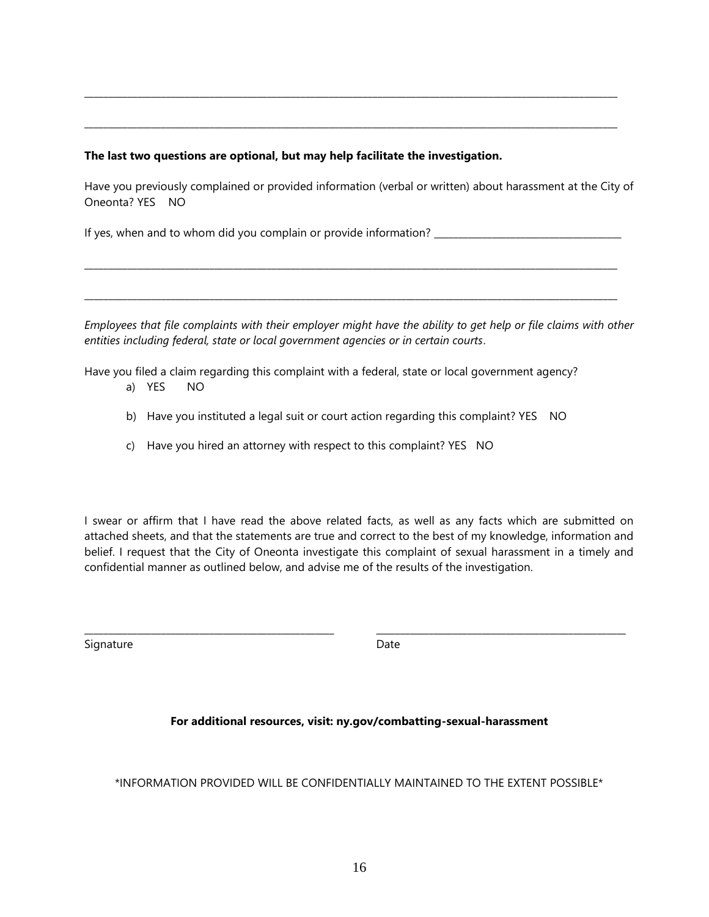\_\_\_\_\_\_\_\_\_\_\_\_\_\_\_\_\_\_\_\_\_\_\_\_\_\_\_\_\_\_\_\_\_\_\_\_\_\_\_\_\_\_\_\_\_\_\_\_\_\_\_\_\_\_\_\_\_\_\_\_\_\_\_\_\_\_\_\_\_\_\_\_\_\_\_\_\_\_\_\_\_\_\_\_

\_\_\_\_\_\_\_\_\_\_\_\_\_\_\_\_\_\_\_\_\_\_\_\_\_\_\_\_\_\_\_\_\_\_\_\_\_\_\_\_\_\_\_\_\_\_\_\_\_\_\_\_\_\_\_\_\_\_\_\_\_\_\_\_\_\_\_\_\_\_\_\_\_\_\_\_\_\_\_\_\_\_\_\_

**The last two questions are optional, but may help facilitate the investigation.**

Have you previously complained or provided information (verbal or written) about harassment at the City of Oneonta? YES NO

If yes, when and to whom did you complain or provide information? \_\_\_\_\_\_\_\_\_\_\_\_\_\_\_\_\_\_\_\_\_\_\_\_\_\_\_\_\_\_

\_\_\_\_\_\_\_\_\_\_\_\_\_\_\_\_\_\_\_\_\_\_\_\_\_\_\_\_\_\_\_\_\_\_\_\_\_\_\_\_\_\_\_\_\_\_\_\_\_\_\_\_\_\_\_\_\_\_\_\_\_\_\_\_\_\_\_\_\_\_\_\_\_\_\_\_\_\_\_\_\_\_\_\_

\_\_\_\_\_\_\_\_\_\_\_\_\_\_\_\_\_\_\_\_\_\_\_\_\_\_\_\_\_\_\_\_\_\_\_\_\_\_\_\_\_\_\_\_\_\_\_\_\_\_\_\_\_\_\_\_\_\_\_\_\_\_\_\_\_\_\_\_\_\_\_\_\_\_\_\_\_\_\_\_\_\_\_\_

*Employees that file complaints with their employer might have the ability to get help or file claims with other entities including federal, state or local government agencies or in certain courts*.

Have you filed a claim regarding this complaint with a federal, state or local government agency?

a) YES NO

b) Have you instituted a legal suit or court action regarding this complaint? YES NO

c) Have you hired an attorney with respect to this complaint? YES NO

I swear or affirm that I have read the above related facts, as well as any facts which are submitted on attached sheets, and that the statements are true and correct to the best of my knowledge, information and belief. I request that the City of Oneonta investigate this complaint of sexual harassment in a timely and confidential manner as outlined below, and advise me of the results of the investigation.

\_\_\_\_\_\_\_\_\_\_\_\_\_\_\_\_\_\_\_\_\_\_\_\_\_\_\_\_\_\_\_\_\_\_\_\_ \_\_\_\_\_\_\_\_\_\_\_\_\_\_\_\_\_\_\_\_\_\_\_\_\_\_\_\_\_\_\_\_\_\_\_\_

Signature Date

**For additional resources, visit: ny.gov/combatting-sexual-harassment**

\*INFORMATION PROVIDED WILL BE CONFIDENTIALLY MAINTAINED TO THE EXTENT POSSIBLE\*